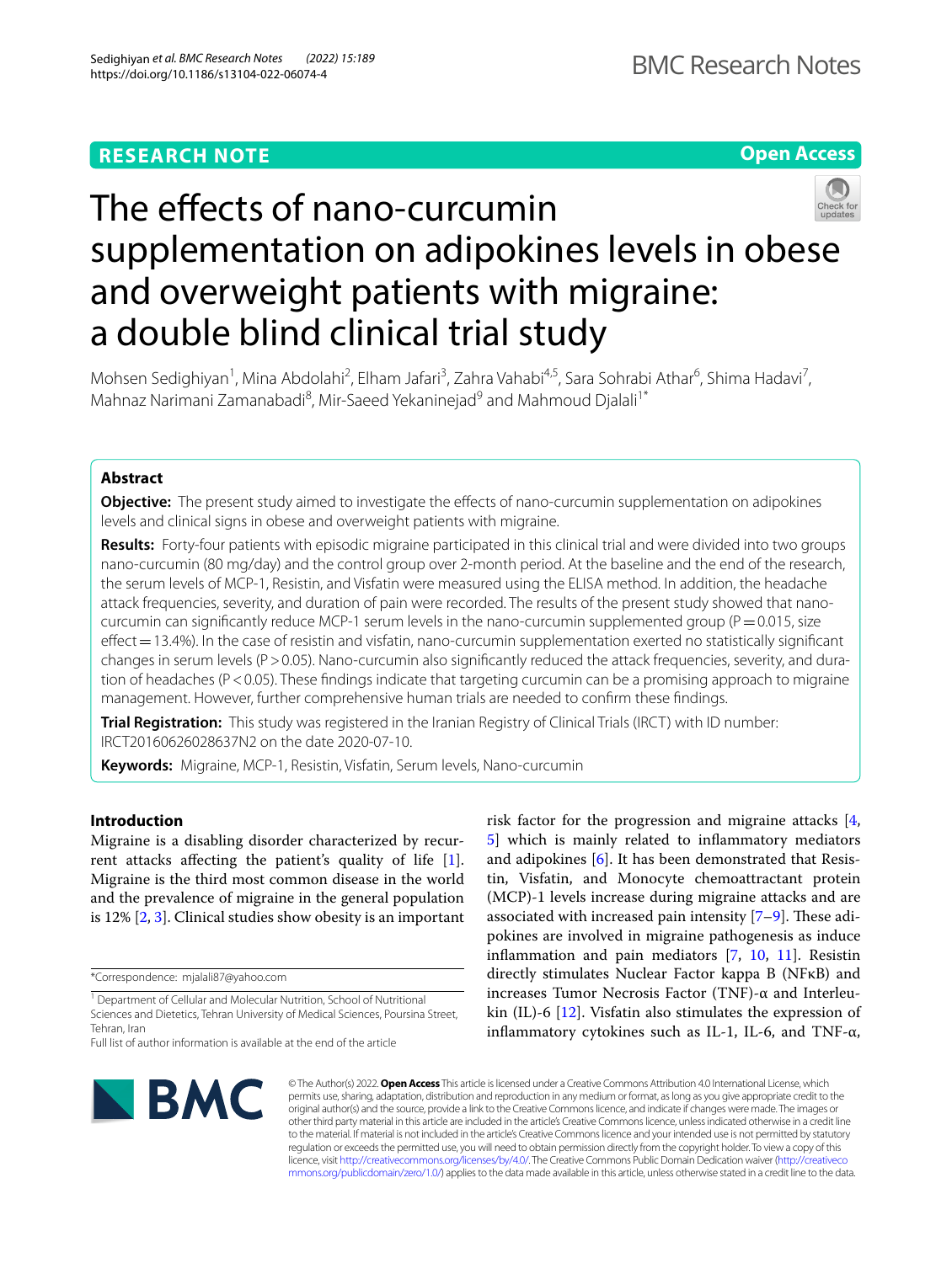RESEARCH NOTE

Open Access

# The effects of nano-curcumin supplementation on adipokines levels in obese and overweight patients with migraine: a double blind clinical trial study

Mohsen Sedighiyan[1], Mina Abdolahi[2], Elham Jafari[3], Zahra Vahabi[4,5], Sara Sohrabi Athar[6], Shima Hadavi[7], Mahnaz Narimani Zamanabadi[8], Mir-Saeed Yekaninejad[9] and Mahmoud Djalali[1*]

## Abstract

**Objective:** The present study aimed to investigate the effects of nano-curcumin supplementation on adipokines levels and clinical signs in obese and overweight patients with migraine.

**Results:** Forty-four patients with episodic migraine participated in this clinical trial and were divided into two groups nano-curcumin (80 mg/day) and the control group over 2-month period. At the baseline and the end of the research, the serum levels of MCP-1, Resistin, and Visfatin were measured using the ELISA method. In addition, the headache attack frequencies, severity, and duration of pain were recorded. The results of the present study showed that nano-curcumin can significantly reduce MCP-1 serum levels in the nano-curcumin supplemented group ($P=0.015$, size effect = 13.4%). In the case of resistin and visfatin, nano-curcumin supplementation exerted no statistically significant changes in serum levels ($P>0.05$). Nano-curcumin also significantly reduced the attack frequencies, severity, and duration of headaches ($P<0.05$). These findings indicate that targeting curcumin can be a promising approach to migraine management. However, further comprehensive human trials are needed to confirm these findings.

**Trial Registration:** This study was registered in the Iranian Registry of Clinical Trials (IRCT) with ID number: IRCT20160626028637N2 on the date 2020-07-10.

**Keywords:** Migraine, MCP-1, Resistin, Visfatin, Serum levels, Nano-curcumin

## Introduction

Migraine is a disabling disorder characterized by recurrent attacks affecting the patient's quality of life [1]. Migraine is the third most common disease in the world and the prevalence of migraine in the general population is 12% [2, 3]. Clinical studies show obesity is an important risk factor for the progression and migraine attacks [4, 5] which is mainly related to inflammatory mediators and adipokines [6]. It has been demonstrated that Resistin, Visfatin, and Monocyte chemoattractant protein (MCP)-1 levels increase during migraine attacks and are associated with increased pain intensity [7–9]. These adipokines are involved in migraine pathogenesis as induce inflammation and pain mediators [7, 10, 11]. Resistin directly stimulates Nuclear Factor kappa B (NFκB) and increases Tumor Necrosis Factor (TNF)-α and Interleukin (IL)-6 [12]. Visfatin also stimulates the expression of inflammatory cytokines such as IL-1, IL-6, and TNF-α,

*Correspondence: mjalali87@yahoo.com

[1] Department of Cellular and Molecular Nutrition, School of Nutritional Sciences and Dietetics, Tehran University of Medical Sciences, Poursina Street, Tehran, Iran

Full list of author information is available at the end of the article

© The Author(s) 2022. **Open Access** This article is licensed under a Creative Commons Attribution 4.0 International License, which permits use, sharing, adaptation, distribution and reproduction in any medium or format, as long as you give appropriate credit to the original author(s) and the source, provide a link to the Creative Commons licence, and indicate if changes were made. The images or other third party material in this article are included in the article's Creative Commons licence, unless indicated otherwise in a credit line to the material. If material is not included in the article's Creative Commons licence and your intended use is not permitted by statutory regulation or exceeds the permitted use, you will need to obtain permission directly from the copyright holder. To view a copy of this licence, visit http://creativecommons.org/licenses/by/4.0/. The Creative Commons Public Domain Dedication waiver (http://creativecommons.org/publicdomain/zero/1.0/) applies to the data made available in this article, unless otherwise stated in a credit line to the data.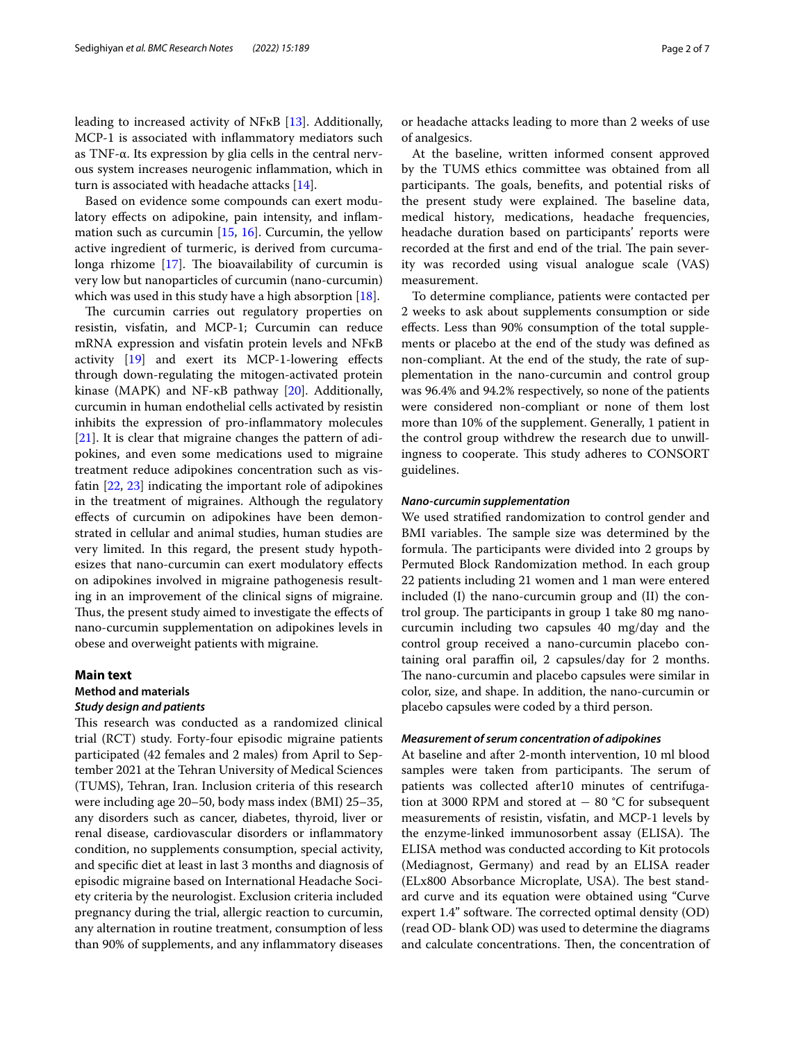leading to increased activity of NFκB [13]. Additionally, MCP-1 is associated with inflammatory mediators such as TNF-α. Its expression by glia cells in the central nervous system increases neurogenic inflammation, which in turn is associated with headache attacks [14].

Based on evidence some compounds can exert modulatory effects on adipokine, pain intensity, and inflammation such as curcumin [15, 16]. Curcumin, the yellow active ingredient of turmeric, is derived from curcuma-longa rhizome [17]. The bioavailability of curcumin is very low but nanoparticles of curcumin (nano-curcumin) which was used in this study have a high absorption [18].

The curcumin carries out regulatory properties on resistin, visfatin, and MCP-1; Curcumin can reduce mRNA expression and visfatin protein levels and NFκB activity [19] and exert its MCP-1-lowering effects through down-regulating the mitogen-activated protein kinase (MAPK) and NF-κB pathway [20]. Additionally, curcumin in human endothelial cells activated by resistin inhibits the expression of pro-inflammatory molecules [21]. It is clear that migraine changes the pattern of adipokines, and even some medications used to migraine treatment reduce adipokines concentration such as visfatin [22, 23] indicating the important role of adipokines in the treatment of migraines. Although the regulatory effects of curcumin on adipokines have been demonstrated in cellular and animal studies, human studies are very limited. In this regard, the present study hypothesizes that nano-curcumin can exert modulatory effects on adipokines involved in migraine pathogenesis resulting in an improvement of the clinical signs of migraine. Thus, the present study aimed to investigate the effects of nano-curcumin supplementation on adipokines levels in obese and overweight patients with migraine.

## Main text

### Method and materials

#### *Study design and patients*

This research was conducted as a randomized clinical trial (RCT) study. Forty-four episodic migraine patients participated (42 females and 2 males) from April to September 2021 at the Tehran University of Medical Sciences (TUMS), Tehran, Iran. Inclusion criteria of this research were including age 20–50, body mass index (BMI) 25–35, any disorders such as cancer, diabetes, thyroid, liver or renal disease, cardiovascular disorders or inflammatory condition, no supplements consumption, special activity, and specific diet at least in last 3 months and diagnosis of episodic migraine based on International Headache Society criteria by the neurologist. Exclusion criteria included pregnancy during the trial, allergic reaction to curcumin, any alternation in routine treatment, consumption of less than 90% of supplements, and any inflammatory diseases or headache attacks leading to more than 2 weeks of use of analgesics.

At the baseline, written informed consent approved by the TUMS ethics committee was obtained from all participants. The goals, benefits, and potential risks of the present study were explained. The baseline data, medical history, medications, headache frequencies, headache duration based on participants' reports were recorded at the first and end of the trial. The pain severity was recorded using visual analogue scale (VAS) measurement.

To determine compliance, patients were contacted per 2 weeks to ask about supplements consumption or side effects. Less than 90% consumption of the total supplements or placebo at the end of the study was defined as non-compliant. At the end of the study, the rate of supplementation in the nano-curcumin and control group was 96.4% and 94.2% respectively, so none of the patients were considered non-compliant or none of them lost more than 10% of the supplement. Generally, 1 patient in the control group withdrew the research due to unwillingness to cooperate. This study adheres to CONSORT guidelines.

#### *Nano-curcumin supplementation*

We used stratified randomization to control gender and BMI variables. The sample size was determined by the formula. The participants were divided into 2 groups by Permuted Block Randomization method. In each group 22 patients including 21 women and 1 man were entered included (I) the nano-curcumin group and (II) the control group. The participants in group 1 take 80 mg nano-curcumin including two capsules 40 mg/day and the control group received a nano-curcumin placebo containing oral paraffin oil, 2 capsules/day for 2 months. The nano-curcumin and placebo capsules were similar in color, size, and shape. In addition, the nano-curcumin or placebo capsules were coded by a third person.

#### *Measurement of serum concentration of adipokines*

At baseline and after 2-month intervention, 10 ml blood samples were taken from participants. The serum of patients was collected after10 minutes of centrifugation at 3000 RPM and stored at − 80 °C for subsequent measurements of resistin, visfatin, and MCP-1 levels by the enzyme-linked immunosorbent assay (ELISA). The ELISA method was conducted according to Kit protocols (Mediagnost, Germany) and read by an ELISA reader (ELx800 Absorbance Microplate, USA). The best standard curve and its equation were obtained using "Curve expert 1.4" software. The corrected optimal density (OD) (read OD- blank OD) was used to determine the diagrams and calculate concentrations. Then, the concentration of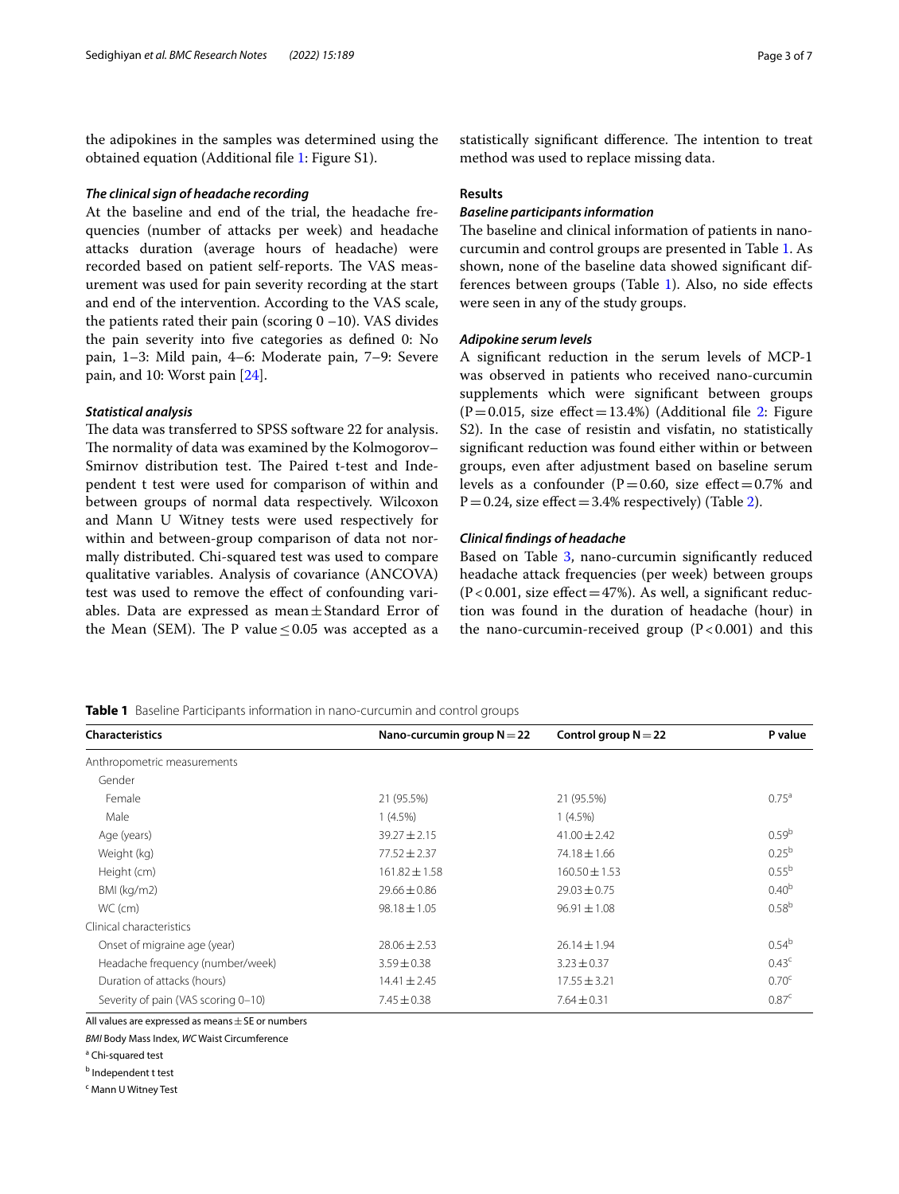the adipokines in the samples was determined using the obtained equation (Additional file 1: Figure S1).

### *The clinical sign of headache recording*

At the baseline and end of the trial, the headache frequencies (number of attacks per week) and headache attacks duration (average hours of headache) were recorded based on patient self-reports. The VAS measurement was used for pain severity recording at the start and end of the intervention. According to the VAS scale, the patients rated their pain (scoring 0 –10). VAS divides the pain severity into five categories as defined 0: No pain, 1–3: Mild pain, 4–6: Moderate pain, 7–9: Severe pain, and 10: Worst pain [24].

### *Statistical analysis*

The data was transferred to SPSS software 22 for analysis. The normality of data was examined by the Kolmogorov–Smirnov distribution test. The Paired t-test and Independent t test were used for comparison of within and between groups of normal data respectively. Wilcoxon and Mann U Witney tests were used respectively for within and between-group comparison of data not normally distributed. Chi-squared test was used to compare qualitative variables. Analysis of covariance (ANCOVA) test was used to remove the effect of confounding variables. Data are expressed as mean ± Standard Error of the Mean (SEM). The P value ≤ 0.05 was accepted as a statistically significant difference. The intention to treat method was used to replace missing data.

## Results

### *Baseline participants information*

The baseline and clinical information of patients in nano-curcumin and control groups are presented in Table 1. As shown, none of the baseline data showed significant differences between groups (Table 1). Also, no side effects were seen in any of the study groups.

### *Adipokine serum levels*

A significant reduction in the serum levels of MCP-1 was observed in patients who received nano-curcumin supplements which were significant between groups (P = 0.015, size effect = 13.4%) (Additional file 2: Figure S2). In the case of resistin and visfatin, no statistically significant reduction was found either within or between groups, even after adjustment based on baseline serum levels as a confounder (P = 0.60, size effect = 0.7% and P = 0.24, size effect = 3.4% respectively) (Table 2).

### *Clinical findings of headache*

Based on Table 3, nano-curcumin significantly reduced headache attack frequencies (per week) between groups (P < 0.001, size effect = 47%). As well, a significant reduction was found in the duration of headache (hour) in the nano-curcumin-received group (P < 0.001) and this

**Table 1** Baseline Participants information in nano-curcumin and control groups

| Characteristics | Nano-curcumin group N = 22 | Control group N = 22 | P value |
|---|---|---|---|
| Anthropometric measurements | | | |
| Gender | | | |
| Female | 21 (95.5%) | 21 (95.5%) | 0.75[a] |
| Male | 1 (4.5%) | 1 (4.5%) | |
| Age (years) | 39.27 ± 2.15 | 41.00 ± 2.42 | 0.59[b] |
| Weight (kg) | 77.52 ± 2.37 | 74.18 ± 1.66 | 0.25[b] |
| Height (cm) | 161.82 ± 1.58 | 160.50 ± 1.53 | 0.55[b] |
| BMI (kg/m2) | 29.66 ± 0.86 | 29.03 ± 0.75 | 0.40[b] |
| WC (cm) | 98.18 ± 1.05 | 96.91 ± 1.08 | 0.58[b] |
| Clinical characteristics | | | |
| Onset of migraine age (year) | 28.06 ± 2.53 | 26.14 ± 1.94 | 0.54[b] |
| Headache frequency (number/week) | 3.59 ± 0.38 | 3.23 ± 0.37 | 0.43[c] |
| Duration of attacks (hours) | 14.41 ± 2.45 | 17.55 ± 3.21 | 0.70[c] |
| Severity of pain (VAS scoring 0–10) | 7.45 ± 0.38 | 7.64 ± 0.31 | 0.87[c] |

All values are expressed as means ± SE or numbers

*BMI* Body Mass Index, *WC* Waist Circumference

[a] Chi-squared test

[b] Independent t test

[c] Mann U Witney Test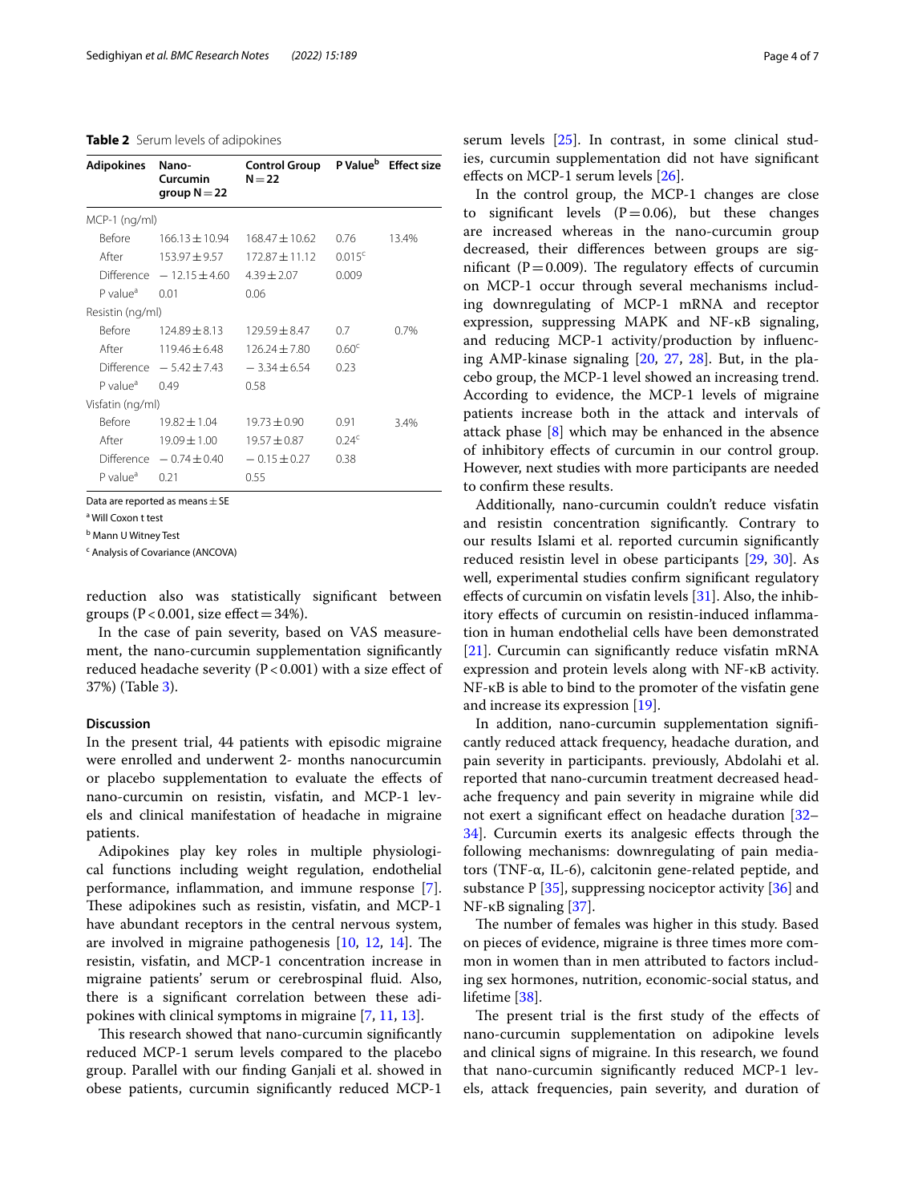**Table 2** Serum levels of adipokines

| Adipokines | Nano-Curcumin group N = 22 | Control Group N = 22 | P Value[b] | Effect size |
|---|---|---|---|---|
| MCP-1 (ng/ml) | | | | |
| Before | 166.13 ± 10.94 | 168.47 ± 10.62 | 0.76 | 13.4% |
| After | 153.97 ± 9.57 | 172.87 ± 11.12 | 0.015[c] | |
| Difference | − 12.15 ± 4.60 | 4.39 ± 2.07 | 0.009 | |
| P value[a] | 0.01 | 0.06 | | |
| Resistin (ng/ml) | | | | |
| Before | 124.89 ± 8.13 | 129.59 ± 8.47 | 0.7 | 0.7% |
| After | 119.46 ± 6.48 | 126.24 ± 7.80 | 0.60[c] | |
| Difference | − 5.42 ± 7.43 | − 3.34 ± 6.54 | 0.23 | |
| P value[a] | 0.49 | 0.58 | | |
| Visfatin (ng/ml) | | | | |
| Before | 19.82 ± 1.04 | 19.73 ± 0.90 | 0.91 | 3.4% |
| After | 19.09 ± 1.00 | 19.57 ± 0.87 | 0.24[c] | |
| Difference | − 0.74 ± 0.40 | − 0.15 ± 0.27 | 0.38 | |
| P value[a] | 0.21 | 0.55 | | |

Data are reported as means ± SE

[a] Will Coxon t test

[b] Mann U Witney Test

[c] Analysis of Covariance (ANCOVA)

reduction also was statistically significant between groups ($P < 0.001$, size effect = 34%).

In the case of pain severity, based on VAS measurement, the nano-curcumin supplementation significantly reduced headache severity ($P < 0.001$) with a size effect of 37%) (Table 3).

## Discussion

In the present trial, 44 patients with episodic migraine were enrolled and underwent 2- months nanocurcumin or placebo supplementation to evaluate the effects of nano-curcumin on resistin, visfatin, and MCP-1 levels and clinical manifestation of headache in migraine patients.

Adipokines play key roles in multiple physiological functions including weight regulation, endothelial performance, inflammation, and immune response [7]. These adipokines such as resistin, visfatin, and MCP-1 have abundant receptors in the central nervous system, are involved in migraine pathogenesis [10, 12, 14]. The resistin, visfatin, and MCP-1 concentration increase in migraine patients' serum or cerebrospinal fluid. Also, there is a significant correlation between these adipokines with clinical symptoms in migraine [7, 11, 13].

This research showed that nano-curcumin significantly reduced MCP-1 serum levels compared to the placebo group. Parallel with our finding Ganjali et al. showed in obese patients, curcumin significantly reduced MCP-1 serum levels [25]. In contrast, in some clinical studies, curcumin supplementation did not have significant effects on MCP-1 serum levels [26].

In the control group, the MCP-1 changes are close to significant levels ($P = 0.06$), but these changes are increased whereas in the nano-curcumin group decreased, their differences between groups are significant ($P = 0.009$). The regulatory effects of curcumin on MCP-1 occur through several mechanisms including downregulating of MCP-1 mRNA and receptor expression, suppressing MAPK and NF-κB signaling, and reducing MCP-1 activity/production by influencing AMP-kinase signaling [20, 27, 28]. But, in the placebo group, the MCP-1 level showed an increasing trend. According to evidence, the MCP-1 levels of migraine patients increase both in the attack and intervals of attack phase [8] which may be enhanced in the absence of inhibitory effects of curcumin in our control group. However, next studies with more participants are needed to confirm these results.

Additionally, nano-curcumin couldn't reduce visfatin and resistin concentration significantly. Contrary to our results Islami et al. reported curcumin significantly reduced resistin level in obese participants [29, 30]. As well, experimental studies confirm significant regulatory effects of curcumin on visfatin levels [31]. Also, the inhibitory effects of curcumin on resistin-induced inflammation in human endothelial cells have been demonstrated [21]. Curcumin can significantly reduce visfatin mRNA expression and protein levels along with NF-κB activity. NF-κB is able to bind to the promoter of the visfatin gene and increase its expression [19].

In addition, nano-curcumin supplementation significantly reduced attack frequency, headache duration, and pain severity in participants. previously, Abdolahi et al. reported that nano-curcumin treatment decreased headache frequency and pain severity in migraine while did not exert a significant effect on headache duration [32–34]. Curcumin exerts its analgesic effects through the following mechanisms: downregulating of pain mediators (TNF-α, IL-6), calcitonin gene-related peptide, and substance P [35], suppressing nociceptor activity [36] and NF-κB signaling [37].

The number of females was higher in this study. Based on pieces of evidence, migraine is three times more common in women than in men attributed to factors including sex hormones, nutrition, economic-social status, and lifetime [38].

The present trial is the first study of the effects of nano-curcumin supplementation on adipokine levels and clinical signs of migraine. In this research, we found that nano-curcumin significantly reduced MCP-1 levels, attack frequencies, pain severity, and duration of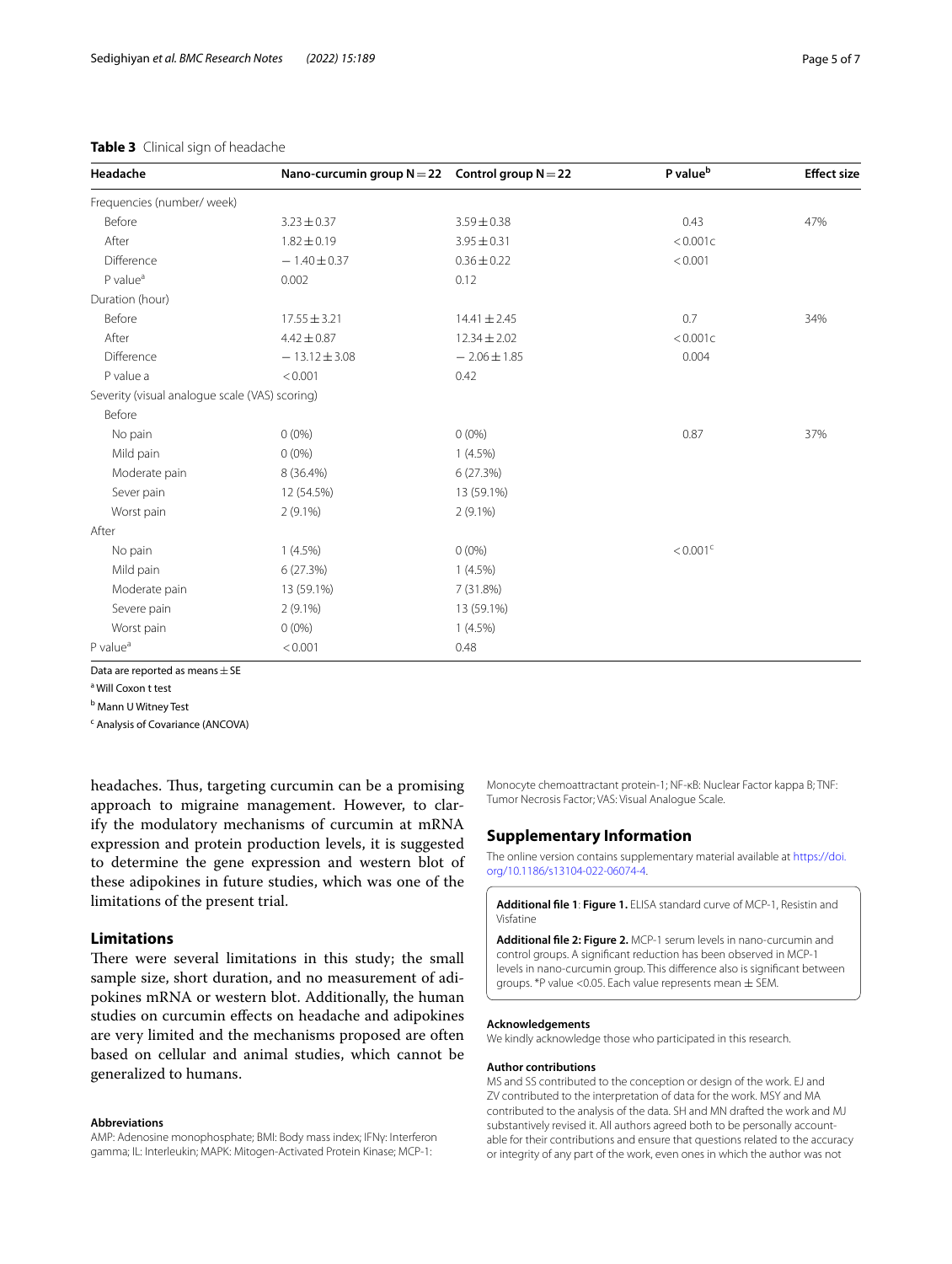**Table 3** Clinical sign of headache

| Headache | Nano-curcumin group N = 22 | Control group N = 22 | P value[b] | Effect size |
|---|---|---|---|---|
| Frequencies (number/ week) | | | | |
| Before | 3.23 ± 0.37 | 3.59 ± 0.38 | 0.43 | 47% |
| After | 1.82 ± 0.19 | 3.95 ± 0.31 | < 0.001c | |
| Difference | − 1.40 ± 0.37 | 0.36 ± 0.22 | < 0.001 | |
| P value[a] | 0.002 | 0.12 | | |
| Duration (hour) | | | | |
| Before | 17.55 ± 3.21 | 14.41 ± 2.45 | 0.7 | 34% |
| After | 4.42 ± 0.87 | 12.34 ± 2.02 | < 0.001c | |
| Difference | − 13.12 ± 3.08 | − 2.06 ± 1.85 | 0.004 | |
| P value a | < 0.001 | 0.42 | | |
| Severity (visual analogue scale (VAS) scoring) | | | | |
| Before | | | | |
| No pain | 0 (0%) | 0 (0%) | 0.87 | 37% |
| Mild pain | 0 (0%) | 1 (4.5%) | | |
| Moderate pain | 8 (36.4%) | 6 (27.3%) | | |
| Sever pain | 12 (54.5%) | 13 (59.1%) | | |
| Worst pain | 2 (9.1%) | 2 (9.1%) | | |
| After | | | | |
| No pain | 1 (4.5%) | 0 (0%) | < 0.001[c] | |
| Mild pain | 6 (27.3%) | 1 (4.5%) | | |
| Moderate pain | 13 (59.1%) | 7 (31.8%) | | |
| Severe pain | 2 (9.1%) | 13 (59.1%) | | |
| Worst pain | 0 (0%) | 1 (4.5%) | | |
| P value[a] | < 0.001 | 0.48 | | |

Data are reported as means ± SE

[a] Will Coxon t test

[b] Mann U Witney Test

[c] Analysis of Covariance (ANCOVA)

headaches. Thus, targeting curcumin can be a promising approach to migraine management. However, to clarify the modulatory mechanisms of curcumin at mRNA expression and protein production levels, it is suggested to determine the gene expression and western blot of these adipokines in future studies, which was one of the limitations of the present trial.

## Limitations

There were several limitations in this study; the small sample size, short duration, and no measurement of adipokines mRNA or western blot. Additionally, the human studies on curcumin effects on headache and adipokines are very limited and the mechanisms proposed are often based on cellular and animal studies, which cannot be generalized to humans.

#### Abbreviations

AMP: Adenosine monophosphate; BMI: Body mass index; IFNy: Interferon gamma; IL: Interleukin; MAPK: Mitogen-Activated Protein Kinase; MCP-1: Monocyte chemoattractant protein-1; NF-κB: Nuclear Factor kappa B; TNF: Tumor Necrosis Factor; VAS: Visual Analogue Scale.

## Supplementary Information

The online version contains supplementary material available at https://doi.org/10.1186/s13104-022-06074-4.

**Additional file 1**: **Figure 1.** ELISA standard curve of MCP-1, Resistin and Visfatine

**Additional file 2: Figure 2.** MCP-1 serum levels in nano-curcumin and control groups. A significant reduction has been observed in MCP-1 levels in nano-curcumin group. This difference also is significant between groups. *P value <0.05. Each value represents mean ± SEM.

#### Acknowledgements

We kindly acknowledge those who participated in this research.

#### Author contributions

MS and SS contributed to the conception or design of the work. EJ and ZV contributed to the interpretation of data for the work. MSY and MA contributed to the analysis of the data. SH and MN drafted the work and MJ substantively revised it. All authors agreed both to be personally accountable for their contributions and ensure that questions related to the accuracy or integrity of any part of the work, even ones in which the author was not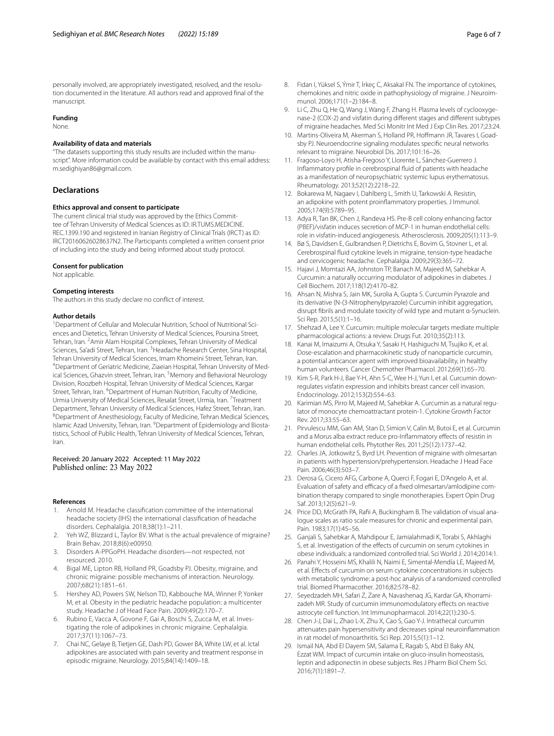personally involved, are appropriately investigated, resolved, and the resolution documented in the literature. All authors read and approved final of the manuscript.

#### Funding

None.

#### Availability of data and materials

"The datasets supporting this study results are included within the manuscript". More information could be available by contact with this email address: m.sedighiyan86@gmail.com.

## Declarations

#### Ethics approval and consent to participate

The current clinical trial study was approved by the Ethics Committee of Tehran University of Medical Sciences as ID: IR.TUMS.MEDICINE.REC.1399.190 and registered in Iranian Registry of Clinical Trials (IRCT) as ID: IRCT20160626028637N2. The Participants completed a written consent prior of including into the study and being informed about study protocol.

#### Consent for publication

Not applicable.

#### Competing interests

The authors in this study declare no conflict of interest.

#### Author details

[1]Department of Cellular and Molecular Nutrition, School of Nutritional Sciences and Dietetics, Tehran University of Medical Sciences, Poursina Street, Tehran, Iran. [2]Amir Alam Hospital Complexes, Tehran University of Medical Sciences, Sa'adi Street, Tehran, Iran. [3]Headache Research Center, Sina Hospital, Tehran University of Medical Sciences, Imam Khomeini Street, Tehran, Iran. [4]Department of Geriatric Medicine, Ziaeian Hospital, Tehran University of Medical Sciences, Ghazvin street, Tehran, Iran. [5]Memory and Behavioral Neurology Division, Roozbeh Hospital, Tehran University of Medical Sciences, Kargar Street, Tehran, Iran. [6]Department of Human Nutrition, Faculty of Medicine, Urmia University of Medical Sciences, Resalat Street, Urmia, Iran. [7]Treatment Department, Tehran University of Medical Sciences, Hafez Street, Tehran, Iran. [8]Department of Anesthesiology, Faculty of Medicine, Tehran Medical Sciences, Islamic Azad University, Tehran, Iran. [9]Department of Epidemiology and Biostatistics, School of Public Health, Tehran University of Medical Sciences, Tehran, Iran.

Received: 20 January 2022 Accepted: 11 May 2022
Published online: 23 May 2022

#### References

1. Arnold M. Headache classification committee of the international headache society (IHS) the international classification of headache disorders. Cephalalgia. 2018;38(1):1–211.
2. Yeh WZ, Blizzard L, Taylor BV. What is the actual prevalence of migraine? Brain Behav. 2018;8(6):e00950.
3. Disorders A-PPGoPH. Headache disorders—not respected, not resourced. 2010.
4. Bigal ME, Lipton RB, Holland PR, Goadsby PJ. Obesity, migraine, and chronic migraine: possible mechanisms of interaction. Neurology. 2007;68(21):1851–61.
5. Hershey AD, Powers SW, Nelson TD, Kabbouche MA, Winner P, Yonker M, et al. Obesity in the pediatric headache population: a multicenter study. Headache J of Head Face Pain. 2009;49(2):170–7.
6. Rubino E, Vacca A, Govone F, Gai A, Boschi S, Zucca M, et al. Investigating the role of adipokines in chronic migraine. Cephalalgia. 2017;37(11):1067–73.
7. Chai NC, Gelaye B, Tietjen GE, Dash PD, Gower BA, White LW, et al. Ictal adipokines are associated with pain severity and treatment response in episodic migraine. Neurology. 2015;84(14):1409–18.
8. Fidan I, Yüksel S, Ýmir T, İrkeç C, Aksakal FN. The importance of cytokines, chemokines and nitric oxide in pathophysiology of migraine. J Neuroimmunol. 2006;171(1–2):184–8.
9. Li C, Zhu Q, He Q, Wang J, Wang F, Zhang H. Plasma levels of cyclooxygenase-2 (COX-2) and visfatin during different stages and different subtypes of migraine headaches. Med Sci Monitr Int Med J Exp Clin Res. 2017;23:24.
10. Martins-Oliveira M, Akerman S, Holland PR, Hoffmann JR, Tavares I, Goadsby PJ. Neuroendocrine signaling modulates specific neural networks relevant to migraine. Neurobiol Dis. 2017;101:16–26.
11. Fragoso-Loyo H, Atisha-Fregoso Y, Llorente L, Sánchez-Guerrero J. Inflammatory profile in cerebrospinal fluid of patients with headache as a manifestation of neuropsychiatric systemic lupus erythematosus. Rheumatology. 2013;52(12):2218–22.
12. Bokarewa M, Nagaev I, Dahlberg L, Smith U, Tarkowski A. Resistin, an adipokine with potent proinflammatory properties. J Immunol. 2005;174(9):5789–95.
13. Adya R, Tan BK, Chen J, Randeva HS. Pre-B cell colony enhancing factor (PBEF)/visfatin induces secretion of MCP-1 in human endothelial cells: role in visfatin-induced angiogenesis. Atherosclerosis. 2009;205(1):113–9.
14. Bø S, Davidsen E, Gulbrandsen P, Dietrichs E, Bovim G, Stovner L, et al. Cerebrospinal fluid cytokine levels in migraine, tension-type headache and cervicogenic headache. Cephalalgia. 2009;29(3):365–72.
15. Hajavi J, Momtazi AA, Johnston TP, Banach M, Majeed M, Sahebkar A. Curcumin: a naturally occurring modulator of adipokines in diabetes. J Cell Biochem. 2017;118(12):4170–82.
16. Ahsan N, Mishra S, Jain MK, Surolia A, Gupta S. Curcumin Pyrazole and its derivative (N-(3-Nitrophenylpyrazole) Curcumin inhibit aggregation, disrupt fibrils and modulate toxicity of wild type and mutant α-Synuclein. Sci Rep. 2015;5(1):1–16.
17. Shehzad A, Lee Y. Curcumin: multiple molecular targets mediate multiple pharmacological actions: a review. Drugs Fut. 2010;35(2):113.
18. Kanai M, Imaizumi A, Otsuka Y, Sasaki H, Hashiguchi M, Tsujiko K, et al. Dose-escalation and pharmacokinetic study of nanoparticle curcumin, a potential anticancer agent with improved bioavailability, in healthy human volunteers. Cancer Chemother Pharmacol. 2012;69(1):65–70.
19. Kim S-R, Park H-J, Bae Y-H, Ahn S-C, Wee H-J, Yun I, et al. Curcumin downregulates visfatin expression and inhibits breast cancer cell invasion. Endocrinology. 2012;153(2):554–63.
20. Karimian MS, Pirro M, Majeed M, Sahebkar A. Curcumin as a natural regulator of monocyte chemoattractant protein-1. Cytokine Growth Factor Rev. 2017;33:55–63.
21. Pirvulescu MM, Gan AM, Stan D, Simion V, Calin M, Butoi E, et al. Curcumin and a Morus alba extract reduce pro-Inflammatory effects of resistin in human endothelial cells. Phytother Res. 2011;25(12):1737–42.
22. Charles JA, Jotkowitz S, Byrd LH. Prevention of migraine with olmesartan in patients with hypertension/prehypertension. Headache J Head Face Pain. 2006;46(3):503–7.
23. Derosa G, Cicero AFG, Carbone A, Querci F, Fogari E, D'Angelo A, et al. Evaluation of safety and efficacy of a fixed olmesartan/amlodipine combination therapy compared to single monotherapies. Expert Opin Drug Saf. 2013;12(5):621–9.
24. Price DD, McGrath PA, Rafii A, Buckingham B. The validation of visual analogue scales as ratio scale measures for chronic and experimental pain. Pain. 1983;17(1):45–56.
25. Ganjali S, Sahebkar A, Mahdipour E, Jamialahmadi K, Torabi S, Akhlaghi S, et al. Investigation of the effects of curcumin on serum cytokines in obese individuals: a randomized controlled trial. Sci World J. 2014;2014:1.
26. Panahi Y, Hosseini MS, Khalili N, Naimi E, Simental-Mendía LE, Majeed M, et al. Effects of curcumin on serum cytokine concentrations in subjects with metabolic syndrome: a post-hoc analysis of a randomized controlled trial. Biomed Pharmacother. 2016;82:578–82.
27. Seyedzadeh MH, Safari Z, Zare A, Navashenaq JG, Kardar GA, Khorramizadeh MR. Study of curcumin immunomodulatory effects on reactive astrocyte cell function. Int Immunopharmacol. 2014;22(1):230–5.
28. Chen J-J, Dai L, Zhao L-X, Zhu X, Cao S, Gao Y-J. Intrathecal curcumin attenuates pain hypersensitivity and decreases spinal neuroinflammation in rat model of monoarthritis. Sci Rep. 2015;5(1):1–12.
29. Ismail NA, Abd El Dayem SM, Salama E, Ragab S, Abd El Baky AN, Ezzat WM. Impact of curcumin intake on gluco-insulin homeostasis, leptin and adiponectin in obese subjects. Res J Pharm Biol Chem Sci. 2016;7(1):1891–7.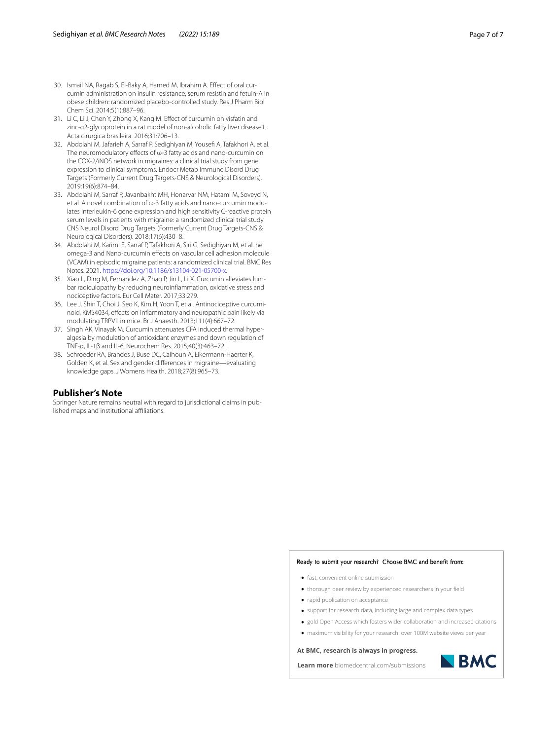30. Ismail NA, Ragab S, El-Baky A, Hamed M, Ibrahim A. Effect of oral curcumin administration on insulin resistance, serum resistin and fetuin-A in obese children: randomized placebo-controlled study. Res J Pharm Biol Chem Sci. 2014;5(1):887–96.
31. Li C, Li J, Chen Y, Zhong X, Kang M. Effect of curcumin on visfatin and zinc-α2-glycoprotein in a rat model of non-alcoholic fatty liver disease1. Acta cirurgica brasileira. 2016;31:706–13.
32. Abdolahi M, Jafarieh A, Sarraf P, Sedighiyan M, Yousefi A, Tafakhori A, et al. The neuromodulatory effects of ω-3 fatty acids and nano-curcumin on the COX-2/iNOS network in migraines: a clinical trial study from gene expression to clinical symptoms. Endocr Metab Immune Disord Drug Targets (Formerly Current Drug Targets-CNS & Neurological Disorders). 2019;19(6):874–84.
33. Abdolahi M, Sarraf P, Javanbakht MH, Honarvar NM, Hatami M, Soveyd N, et al. A novel combination of ω-3 fatty acids and nano-curcumin modulates interleukin-6 gene expression and high sensitivity C-reactive protein serum levels in patients with migraine: a randomized clinical trial study. CNS Neurol Disord Drug Targets (Formerly Current Drug Targets-CNS & Neurological Disorders). 2018;17(6):430–8.
34. Abdolahi M, Karimi E, Sarraf P, Tafakhori A, Siri G, Sedighiyan M, et al. he omega-3 and Nano-curcumin effects on vascular cell adhesion molecule (VCAM) in episodic migraine patients: a randomized clinical trial. BMC Res Notes. 2021. https://doi.org/10.1186/s13104-021-05700-x.
35. Xiao L, Ding M, Fernandez A, Zhao P, Jin L, Li X. Curcumin alleviates lumbar radiculopathy by reducing neuroinflammation, oxidative stress and nociceptive factors. Eur Cell Mater. 2017;33:279.
36. Lee J, Shin T, Choi J, Seo K, Kim H, Yoon T, et al. Antinociceptive curcuminoid, KMS4034, effects on inflammatory and neuropathic pain likely via modulating TRPV1 in mice. Br J Anaesth. 2013;111(4):667–72.
37. Singh AK, Vinayak M. Curcumin attenuates CFA induced thermal hyperalgesia by modulation of antioxidant enzymes and down regulation of TNF-α, IL-1β and IL-6. Neurochem Res. 2015;40(3):463–72.
38. Schroeder RA, Brandes J, Buse DC, Calhoun A, Eikermann-Haerter K, Golden K, et al. Sex and gender differences in migraine—evaluating knowledge gaps. J Womens Health. 2018;27(8):965–73.

## Publisher's Note

Springer Nature remains neutral with regard to jurisdictional claims in published maps and institutional affiliations.

Ready to submit your research? Choose BMC and benefit from:

- fast, convenient online submission
- thorough peer review by experienced researchers in your field
- rapid publication on acceptance
- support for research data, including large and complex data types
- gold Open Access which fosters wider collaboration and increased citations
- maximum visibility for your research: over 100M website views per year

**At BMC, research is always in progress.**

**Learn more** biomedcentral.com/submissions

BMC